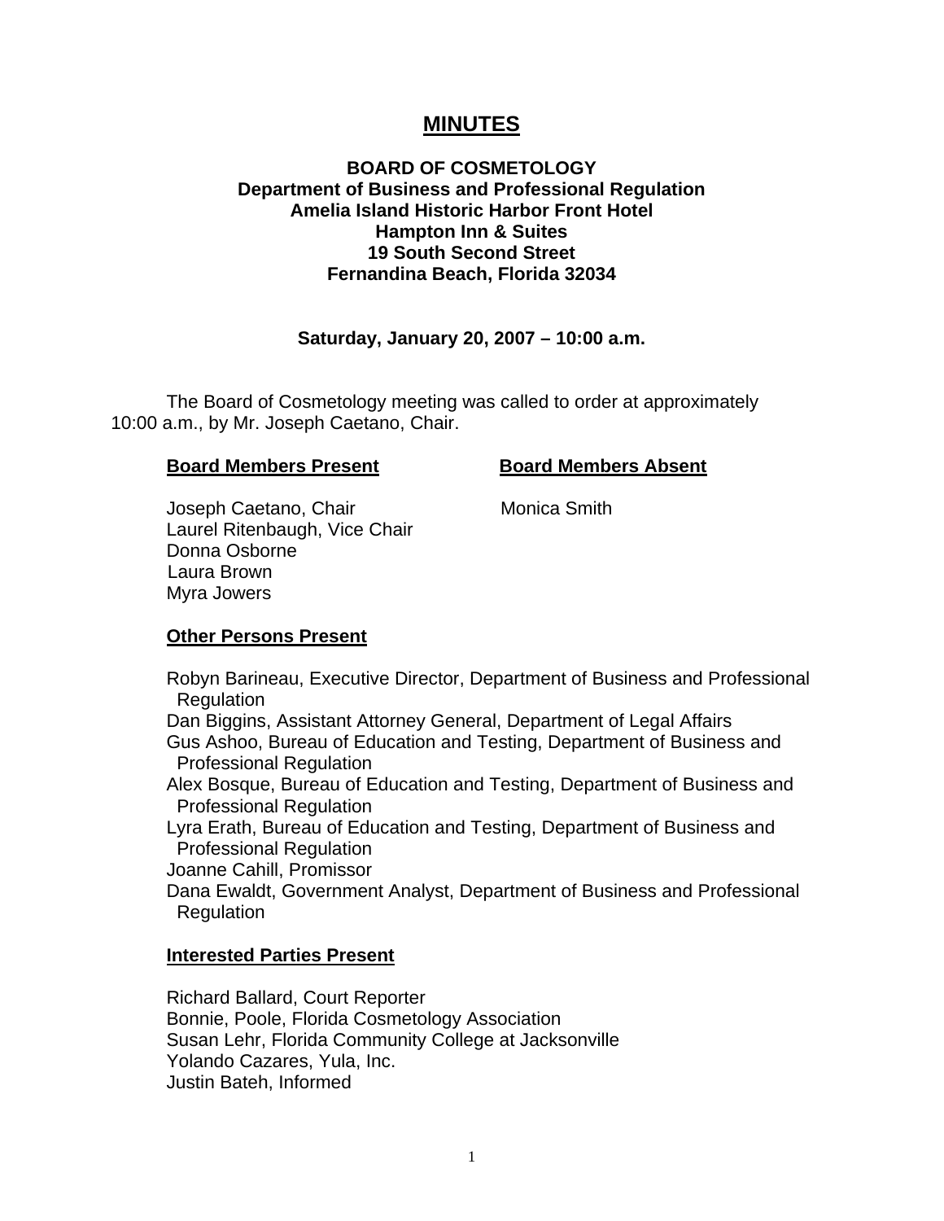# MINUTES

**BOARD OF COSMETOLOGY**
**Department of Business and Professional Regulation**
**Amelia Island Historic Harbor Front Hotel**
**Hampton Inn & Suites**
**19 South Second Street**
**Fernandina Beach, Florida 32034**

**Saturday, January 20, 2007 – 10:00 a.m.**

The Board of Cosmetology meeting was called to order at approximately 10:00 a.m., by Mr. Joseph Caetano, Chair.

| **Board Members Present** | **Board Members Absent** |
|---|---|
| Joseph Caetano, Chair | Monica Smith |
| Laurel Ritenbaugh, Vice Chair | |
| Donna Osborne | |
| Laura Brown | |
| Myra Jowers | |

**Other Persons Present**

Robyn Barineau, Executive Director, Department of Business and Professional Regulation
Dan Biggins, Assistant Attorney General, Department of Legal Affairs
Gus Ashoo, Bureau of Education and Testing, Department of Business and Professional Regulation
Alex Bosque, Bureau of Education and Testing, Department of Business and Professional Regulation
Lyra Erath, Bureau of Education and Testing, Department of Business and Professional Regulation
Joanne Cahill, Promissor
Dana Ewaldt, Government Analyst, Department of Business and Professional Regulation

**Interested Parties Present**

Richard Ballard, Court Reporter
Bonnie, Poole, Florida Cosmetology Association
Susan Lehr, Florida Community College at Jacksonville
Yolando Cazares, Yula, Inc.
Justin Bateh, Informed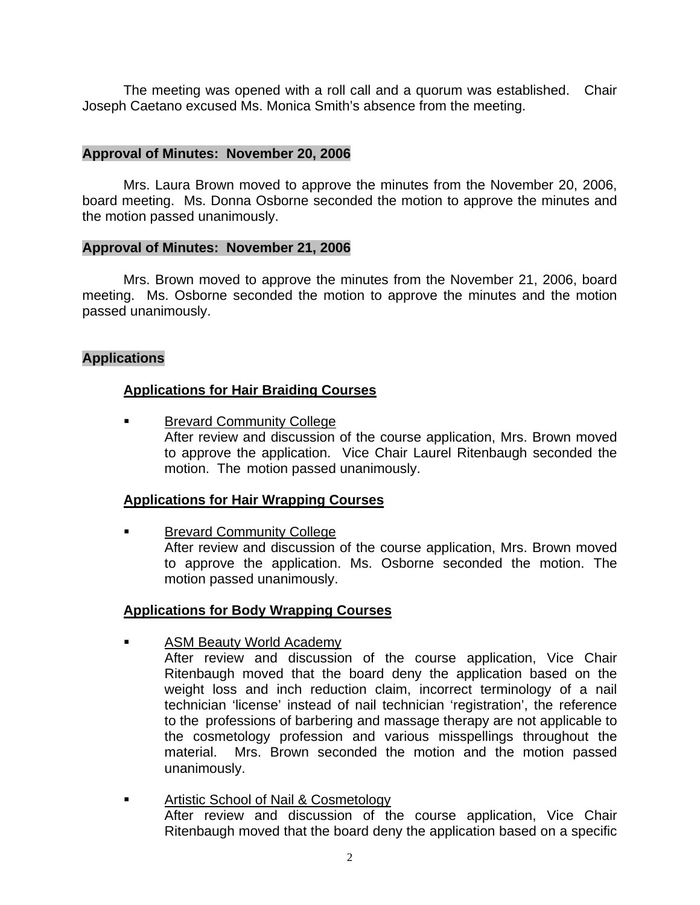The meeting was opened with a roll call and a quorum was established. Chair Joseph Caetano excused Ms. Monica Smith's absence from the meeting.

## Approval of Minutes: November 20, 2006

Mrs. Laura Brown moved to approve the minutes from the November 20, 2006, board meeting. Ms. Donna Osborne seconded the motion to approve the minutes and the motion passed unanimously.

## Approval of Minutes: November 21, 2006

Mrs. Brown moved to approve the minutes from the November 21, 2006, board meeting. Ms. Osborne seconded the motion to approve the minutes and the motion passed unanimously.

## Applications

### Applications for Hair Braiding Courses

- Brevard Community College
  After review and discussion of the course application, Mrs. Brown moved to approve the application. Vice Chair Laurel Ritenbaugh seconded the motion. The motion passed unanimously.

### Applications for Hair Wrapping Courses

- Brevard Community College
  After review and discussion of the course application, Mrs. Brown moved to approve the application. Ms. Osborne seconded the motion. The motion passed unanimously.

### Applications for Body Wrapping Courses

- ASM Beauty World Academy
  After review and discussion of the course application, Vice Chair Ritenbaugh moved that the board deny the application based on the weight loss and inch reduction claim, incorrect terminology of a nail technician 'license' instead of nail technician 'registration', the reference to the professions of barbering and massage therapy are not applicable to the cosmetology profession and various misspellings throughout the material. Mrs. Brown seconded the motion and the motion passed unanimously.

- Artistic School of Nail & Cosmetology
  After review and discussion of the course application, Vice Chair Ritenbaugh moved that the board deny the application based on a specific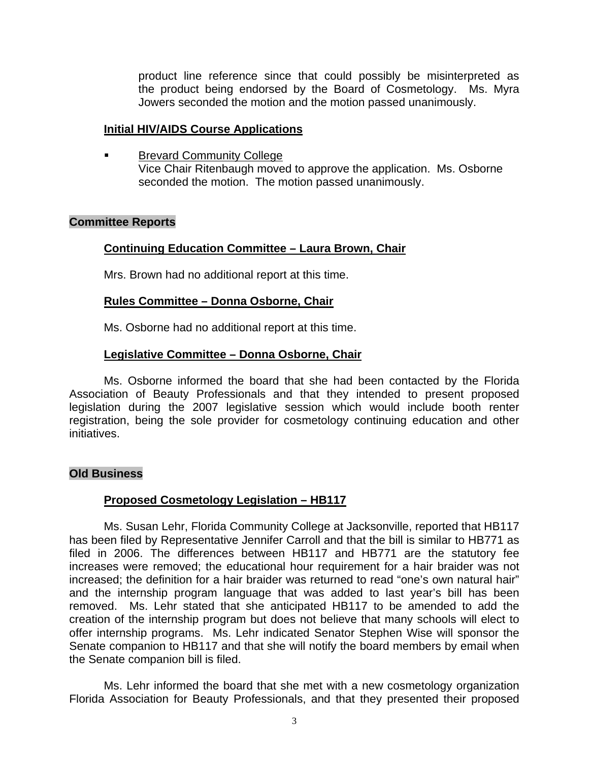product line reference since that could possibly be misinterpreted as the product being endorsed by the Board of Cosmetology. Ms. Myra Jowers seconded the motion and the motion passed unanimously.

**Initial HIV/AIDS Course Applications**

- Brevard Community College
  Vice Chair Ritenbaugh moved to approve the application. Ms. Osborne seconded the motion. The motion passed unanimously.

## Committee Reports

**Continuing Education Committee – Laura Brown, Chair**

Mrs. Brown had no additional report at this time.

**Rules Committee – Donna Osborne, Chair**

Ms. Osborne had no additional report at this time.

**Legislative Committee – Donna Osborne, Chair**

Ms. Osborne informed the board that she had been contacted by the Florida Association of Beauty Professionals and that they intended to present proposed legislation during the 2007 legislative session which would include booth renter registration, being the sole provider for cosmetology continuing education and other initiatives.

## Old Business

**Proposed Cosmetology Legislation – HB117**

Ms. Susan Lehr, Florida Community College at Jacksonville, reported that HB117 has been filed by Representative Jennifer Carroll and that the bill is similar to HB771 as filed in 2006. The differences between HB117 and HB771 are the statutory fee increases were removed; the educational hour requirement for a hair braider was not increased; the definition for a hair braider was returned to read "one's own natural hair" and the internship program language that was added to last year's bill has been removed. Ms. Lehr stated that she anticipated HB117 to be amended to add the creation of the internship program but does not believe that many schools will elect to offer internship programs. Ms. Lehr indicated Senator Stephen Wise will sponsor the Senate companion to HB117 and that she will notify the board members by email when the Senate companion bill is filed.

Ms. Lehr informed the board that she met with a new cosmetology organization Florida Association for Beauty Professionals, and that they presented their proposed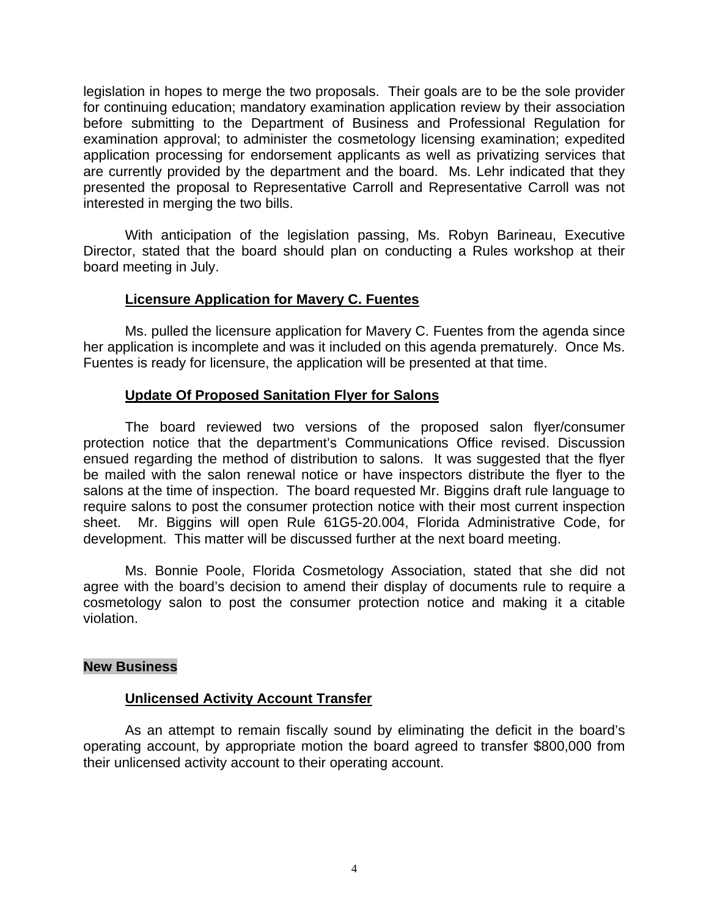legislation in hopes to merge the two proposals. Their goals are to be the sole provider for continuing education; mandatory examination application review by their association before submitting to the Department of Business and Professional Regulation for examination approval; to administer the cosmetology licensing examination; expedited application processing for endorsement applicants as well as privatizing services that are currently provided by the department and the board. Ms. Lehr indicated that they presented the proposal to Representative Carroll and Representative Carroll was not interested in merging the two bills.

With anticipation of the legislation passing, Ms. Robyn Barineau, Executive Director, stated that the board should plan on conducting a Rules workshop at their board meeting in July.

**Licensure Application for Mavery C. Fuentes**

Ms. pulled the licensure application for Mavery C. Fuentes from the agenda since her application is incomplete and was it included on this agenda prematurely. Once Ms. Fuentes is ready for licensure, the application will be presented at that time.

**Update Of Proposed Sanitation Flyer for Salons**

The board reviewed two versions of the proposed salon flyer/consumer protection notice that the department's Communications Office revised. Discussion ensued regarding the method of distribution to salons. It was suggested that the flyer be mailed with the salon renewal notice or have inspectors distribute the flyer to the salons at the time of inspection. The board requested Mr. Biggins draft rule language to require salons to post the consumer protection notice with their most current inspection sheet. Mr. Biggins will open Rule 61G5-20.004, Florida Administrative Code, for development. This matter will be discussed further at the next board meeting.

Ms. Bonnie Poole, Florida Cosmetology Association, stated that she did not agree with the board's decision to amend their display of documents rule to require a cosmetology salon to post the consumer protection notice and making it a citable violation.

## New Business

**Unlicensed Activity Account Transfer**

As an attempt to remain fiscally sound by eliminating the deficit in the board's operating account, by appropriate motion the board agreed to transfer $800,000 from their unlicensed activity account to their operating account.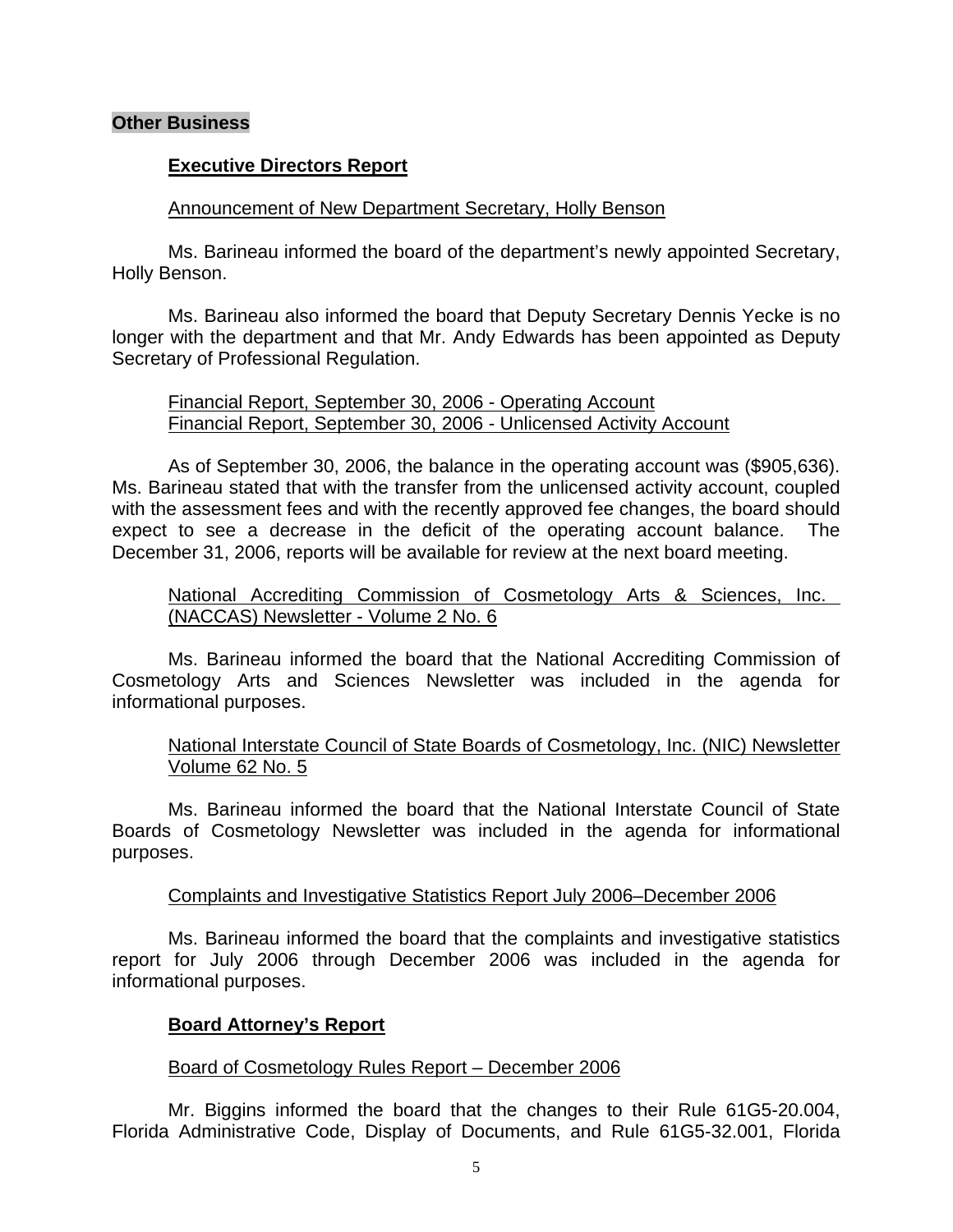**Other Business**

**Executive Directors Report**

Announcement of New Department Secretary, Holly Benson

Ms. Barineau informed the board of the department's newly appointed Secretary, Holly Benson.

Ms. Barineau also informed the board that Deputy Secretary Dennis Yecke is no longer with the department and that Mr. Andy Edwards has been appointed as Deputy Secretary of Professional Regulation.

Financial Report, September 30, 2006 - Operating Account
Financial Report, September 30, 2006 - Unlicensed Activity Account

As of September 30, 2006, the balance in the operating account was ($905,636). Ms. Barineau stated that with the transfer from the unlicensed activity account, coupled with the assessment fees and with the recently approved fee changes, the board should expect to see a decrease in the deficit of the operating account balance. The December 31, 2006, reports will be available for review at the next board meeting.

National Accrediting Commission of Cosmetology Arts & Sciences, Inc. (NACCAS) Newsletter - Volume 2 No. 6

Ms. Barineau informed the board that the National Accrediting Commission of Cosmetology Arts and Sciences Newsletter was included in the agenda for informational purposes.

National Interstate Council of State Boards of Cosmetology, Inc. (NIC) Newsletter Volume 62 No. 5

Ms. Barineau informed the board that the National Interstate Council of State Boards of Cosmetology Newsletter was included in the agenda for informational purposes.

Complaints and Investigative Statistics Report July 2006–December 2006

Ms. Barineau informed the board that the complaints and investigative statistics report for July 2006 through December 2006 was included in the agenda for informational purposes.

**Board Attorney's Report**

Board of Cosmetology Rules Report – December 2006

Mr. Biggins informed the board that the changes to their Rule 61G5-20.004, Florida Administrative Code, Display of Documents, and Rule 61G5-32.001, Florida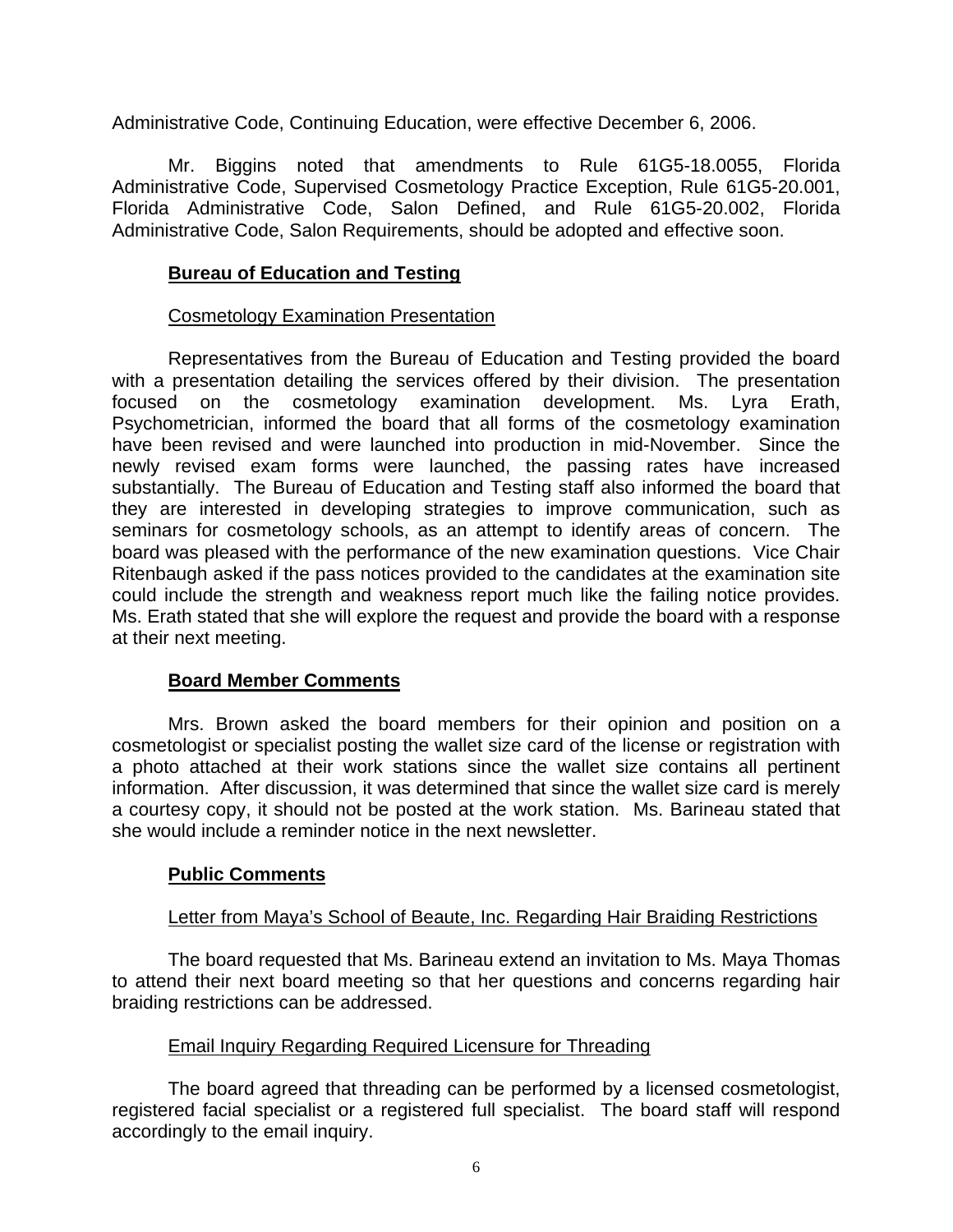Administrative Code, Continuing Education, were effective December 6, 2006.

Mr. Biggins noted that amendments to Rule 61G5-18.0055, Florida Administrative Code, Supervised Cosmetology Practice Exception, Rule 61G5-20.001, Florida Administrative Code, Salon Defined, and Rule 61G5-20.002, Florida Administrative Code, Salon Requirements, should be adopted and effective soon.

## Bureau of Education and Testing

### Cosmetology Examination Presentation

Representatives from the Bureau of Education and Testing provided the board with a presentation detailing the services offered by their division. The presentation focused on the cosmetology examination development. Ms. Lyra Erath, Psychometrician, informed the board that all forms of the cosmetology examination have been revised and were launched into production in mid-November. Since the newly revised exam forms were launched, the passing rates have increased substantially. The Bureau of Education and Testing staff also informed the board that they are interested in developing strategies to improve communication, such as seminars for cosmetology schools, as an attempt to identify areas of concern. The board was pleased with the performance of the new examination questions. Vice Chair Ritenbaugh asked if the pass notices provided to the candidates at the examination site could include the strength and weakness report much like the failing notice provides. Ms. Erath stated that she will explore the request and provide the board with a response at their next meeting.

## Board Member Comments

Mrs. Brown asked the board members for their opinion and position on a cosmetologist or specialist posting the wallet size card of the license or registration with a photo attached at their work stations since the wallet size contains all pertinent information. After discussion, it was determined that since the wallet size card is merely a courtesy copy, it should not be posted at the work station. Ms. Barineau stated that she would include a reminder notice in the next newsletter.

## Public Comments

### Letter from Maya's School of Beaute, Inc. Regarding Hair Braiding Restrictions

The board requested that Ms. Barineau extend an invitation to Ms. Maya Thomas to attend their next board meeting so that her questions and concerns regarding hair braiding restrictions can be addressed.

### Email Inquiry Regarding Required Licensure for Threading

The board agreed that threading can be performed by a licensed cosmetologist, registered facial specialist or a registered full specialist. The board staff will respond accordingly to the email inquiry.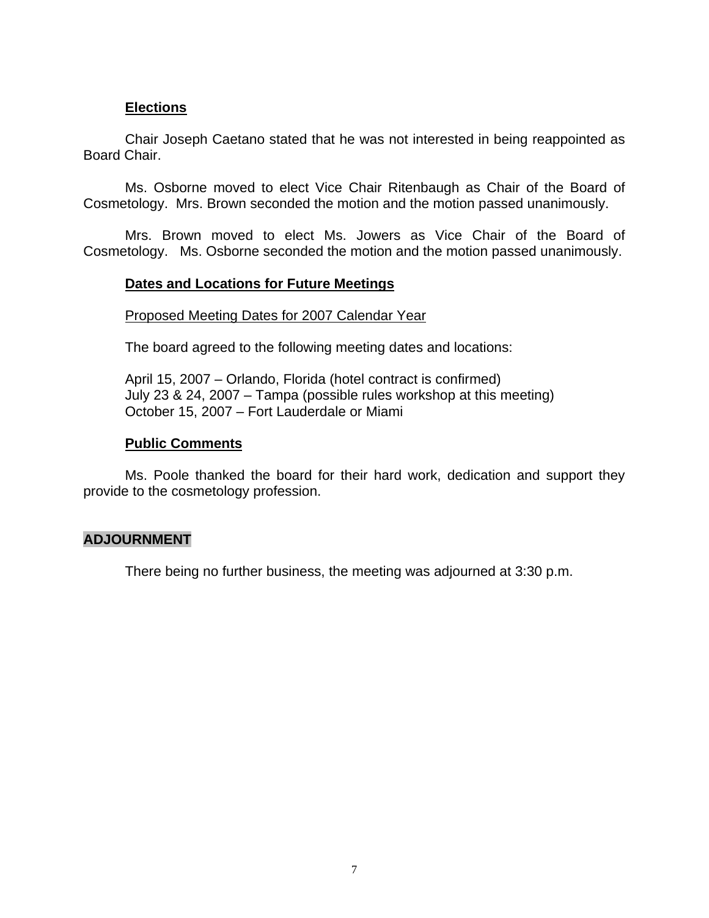### **Elections**

Chair Joseph Caetano stated that he was not interested in being reappointed as Board Chair.

Ms. Osborne moved to elect Vice Chair Ritenbaugh as Chair of the Board of Cosmetology. Mrs. Brown seconded the motion and the motion passed unanimously.

Mrs. Brown moved to elect Ms. Jowers as Vice Chair of the Board of Cosmetology. Ms. Osborne seconded the motion and the motion passed unanimously.

### **Dates and Locations for Future Meetings**

Proposed Meeting Dates for 2007 Calendar Year

The board agreed to the following meeting dates and locations:

April 15, 2007 – Orlando, Florida (hotel contract is confirmed)
July 23 & 24, 2007 – Tampa (possible rules workshop at this meeting)
October 15, 2007 – Fort Lauderdale or Miami

### **Public Comments**

Ms. Poole thanked the board for their hard work, dedication and support they provide to the cosmetology profession.

## **ADJOURNMENT**

There being no further business, the meeting was adjourned at 3:30 p.m.